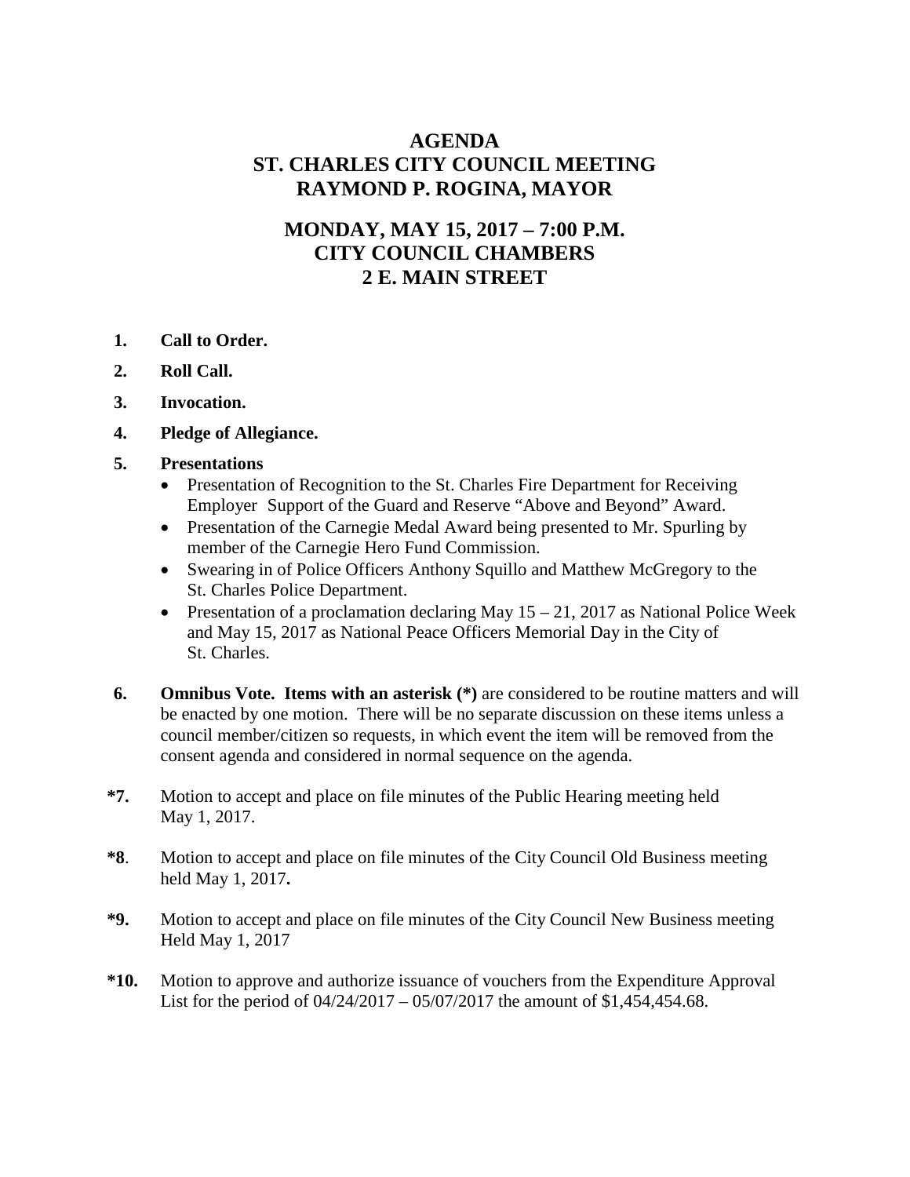# AGENDA
# ST. CHARLES CITY COUNCIL MEETING
# RAYMOND P. ROGINA, MAYOR

## MONDAY, MAY 15, 2017 – 7:00 P.M.
## CITY COUNCIL CHAMBERS
## 2 E. MAIN STREET

**1.** **Call to Order.**

**2.** **Roll Call.**

**3.** **Invocation.**

**4.** **Pledge of Allegiance.**

**5.** **Presentations**

- Presentation of Recognition to the St. Charles Fire Department for Receiving Employer Support of the Guard and Reserve "Above and Beyond" Award.
- Presentation of the Carnegie Medal Award being presented to Mr. Spurling by member of the Carnegie Hero Fund Commission.
- Swearing in of Police Officers Anthony Squillo and Matthew McGregory to the St. Charles Police Department.
- Presentation of a proclamation declaring May 15 – 21, 2017 as National Police Week and May 15, 2017 as National Peace Officers Memorial Day in the City of St. Charles.

**6.** **Omnibus Vote. Items with an asterisk (*)** are considered to be routine matters and will be enacted by one motion. There will be no separate discussion on these items unless a council member/citizen so requests, in which event the item will be removed from the consent agenda and considered in normal sequence on the agenda.

**\*7.** Motion to accept and place on file minutes of the Public Hearing meeting held May 1, 2017.

**\*8**. Motion to accept and place on file minutes of the City Council Old Business meeting held May 1, 2017**.**

**\*9.** Motion to accept and place on file minutes of the City Council New Business meeting Held May 1, 2017

**\*10.** Motion to approve and authorize issuance of vouchers from the Expenditure Approval List for the period of 04/24/2017 – 05/07/2017 the amount of $1,454,454.68.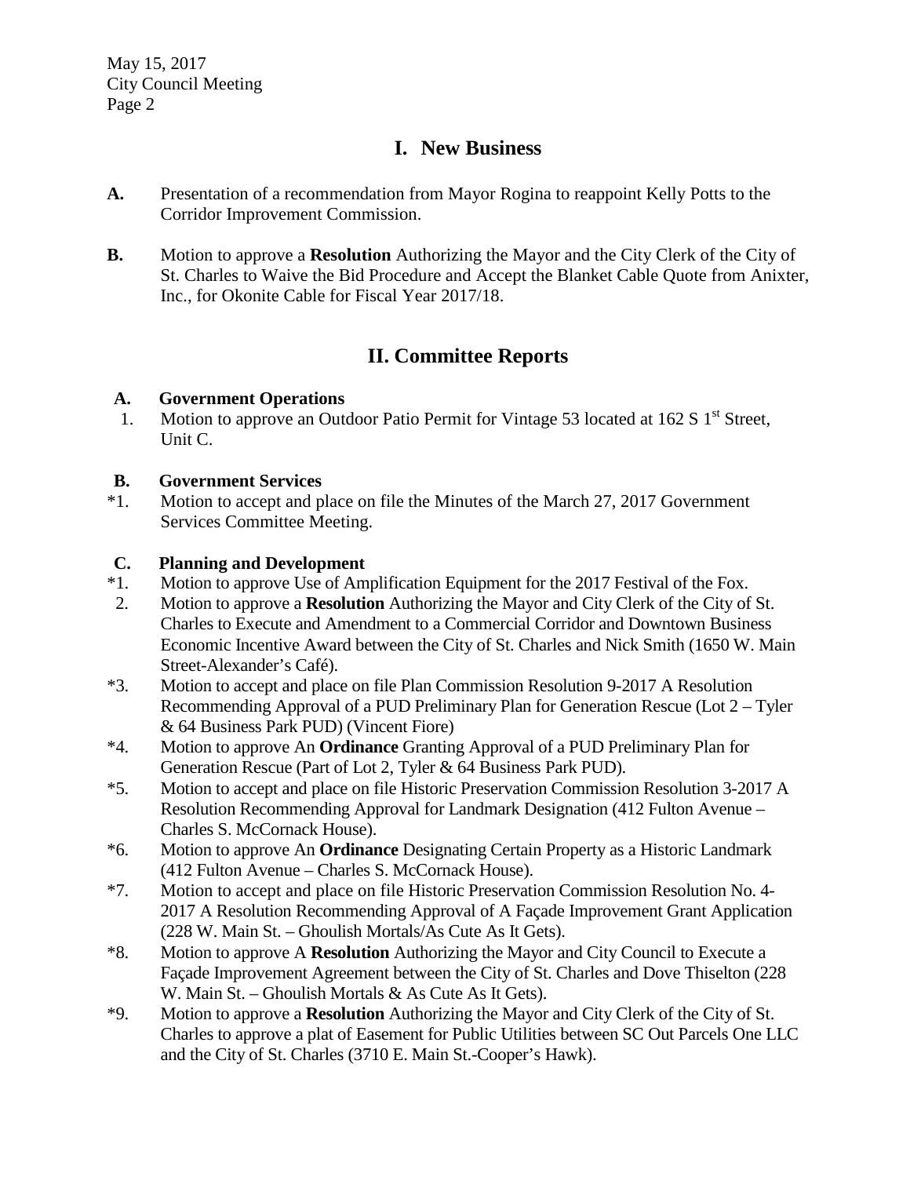# I. New Business

**A.** Presentation of a recommendation from Mayor Rogina to reappoint Kelly Potts to the Corridor Improvement Commission.

**B.** Motion to approve a **Resolution** Authorizing the Mayor and the City Clerk of the City of St. Charles to Waive the Bid Procedure and Accept the Blanket Cable Quote from Anixter, Inc., for Okonite Cable for Fiscal Year 2017/18.

# II. Committee Reports

### A. Government Operations

1. Motion to approve an Outdoor Patio Permit for Vintage 53 located at 162 S 1st Street, Unit C.

### B. Government Services

*1. Motion to accept and place on file the Minutes of the March 27, 2017 Government Services Committee Meeting.

### C. Planning and Development

*1. Motion to approve Use of Amplification Equipment for the 2017 Festival of the Fox.

2. Motion to approve a **Resolution** Authorizing the Mayor and City Clerk of the City of St. Charles to Execute and Amendment to a Commercial Corridor and Downtown Business Economic Incentive Award between the City of St. Charles and Nick Smith (1650 W. Main Street-Alexander's Café).

*3. Motion to accept and place on file Plan Commission Resolution 9-2017 A Resolution Recommending Approval of a PUD Preliminary Plan for Generation Rescue (Lot 2 – Tyler & 64 Business Park PUD) (Vincent Fiore)

*4. Motion to approve An **Ordinance** Granting Approval of a PUD Preliminary Plan for Generation Rescue (Part of Lot 2, Tyler & 64 Business Park PUD).

*5. Motion to accept and place on file Historic Preservation Commission Resolution 3-2017 A Resolution Recommending Approval for Landmark Designation (412 Fulton Avenue – Charles S. McCornack House).

*6. Motion to approve An **Ordinance** Designating Certain Property as a Historic Landmark (412 Fulton Avenue – Charles S. McCornack House).

*7. Motion to accept and place on file Historic Preservation Commission Resolution No. 4-2017 A Resolution Recommending Approval of A Façade Improvement Grant Application (228 W. Main St. – Ghoulish Mortals/As Cute As It Gets).

*8. Motion to approve A **Resolution** Authorizing the Mayor and City Council to Execute a Façade Improvement Agreement between the City of St. Charles and Dove Thiselton (228 W. Main St. – Ghoulish Mortals & As Cute As It Gets).

*9. Motion to approve a **Resolution** Authorizing the Mayor and City Clerk of the City of St. Charles to approve a plat of Easement for Public Utilities between SC Out Parcels One LLC and the City of St. Charles (3710 E. Main St.-Cooper's Hawk).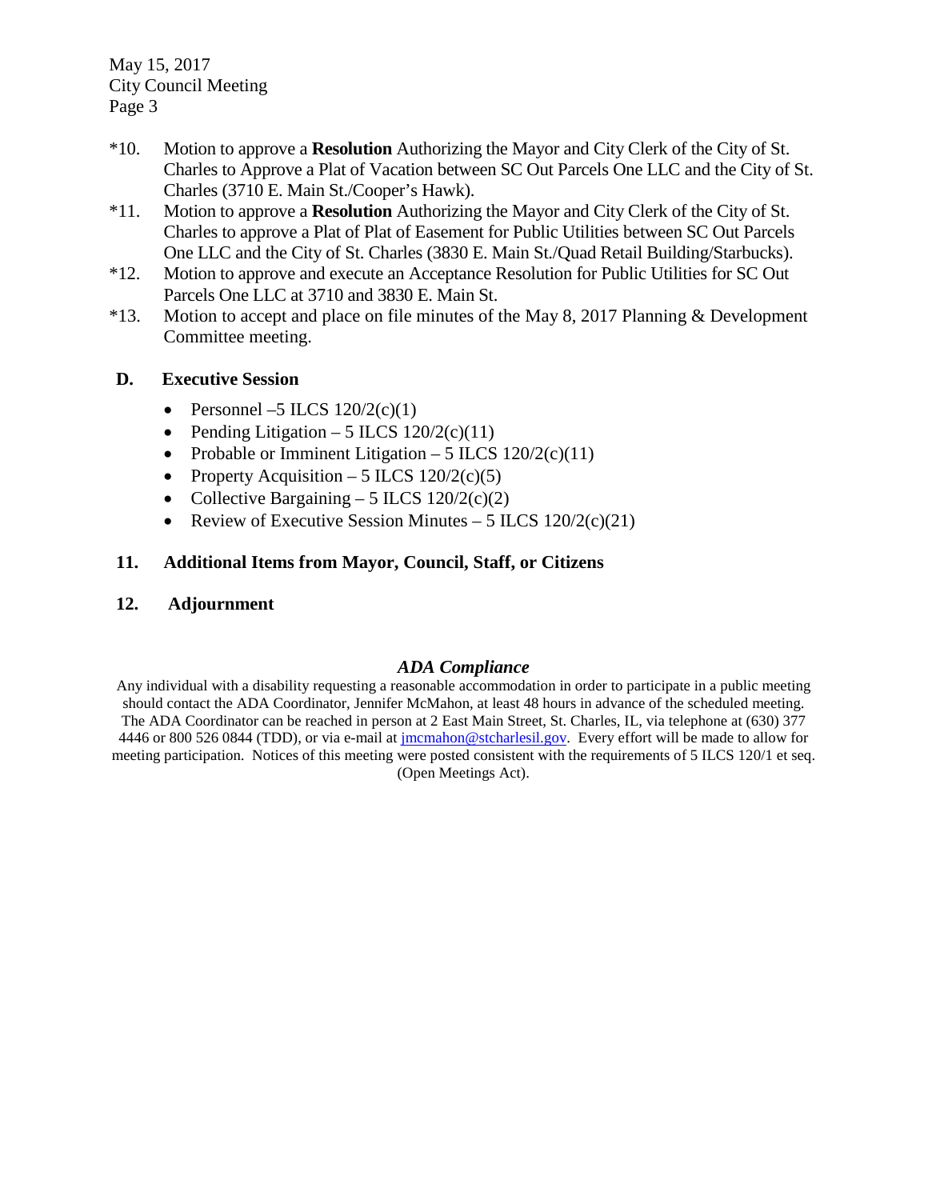*10. Motion to approve a **Resolution** Authorizing the Mayor and City Clerk of the City of St. Charles to Approve a Plat of Vacation between SC Out Parcels One LLC and the City of St. Charles (3710 E. Main St./Cooper's Hawk).

*11. Motion to approve a **Resolution** Authorizing the Mayor and City Clerk of the City of St. Charles to approve a Plat of Plat of Easement for Public Utilities between SC Out Parcels One LLC and the City of St. Charles (3830 E. Main St./Quad Retail Building/Starbucks).

*12. Motion to approve and execute an Acceptance Resolution for Public Utilities for SC Out Parcels One LLC at 3710 and 3830 E. Main St.

*13. Motion to accept and place on file minutes of the May 8, 2017 Planning & Development Committee meeting.

**D. Executive Session**

- Personnel –5 ILCS 120/2(c)(1)
- Pending Litigation – 5 ILCS 120/2(c)(11)
- Probable or Imminent Litigation – 5 ILCS 120/2(c)(11)
- Property Acquisition – 5 ILCS 120/2(c)(5)
- Collective Bargaining – 5 ILCS 120/2(c)(2)
- Review of Executive Session Minutes – 5 ILCS 120/2(c)(21)

**11. Additional Items from Mayor, Council, Staff, or Citizens**

**12. Adjournment**

***ADA Compliance***

Any individual with a disability requesting a reasonable accommodation in order to participate in a public meeting should contact the ADA Coordinator, Jennifer McMahon, at least 48 hours in advance of the scheduled meeting. The ADA Coordinator can be reached in person at 2 East Main Street, St. Charles, IL, via telephone at (630) 377 4446 or 800 526 0844 (TDD), or via e-mail at jmcmahon@stcharlesil.gov. Every effort will be made to allow for meeting participation. Notices of this meeting were posted consistent with the requirements of 5 ILCS 120/1 et seq. (Open Meetings Act).